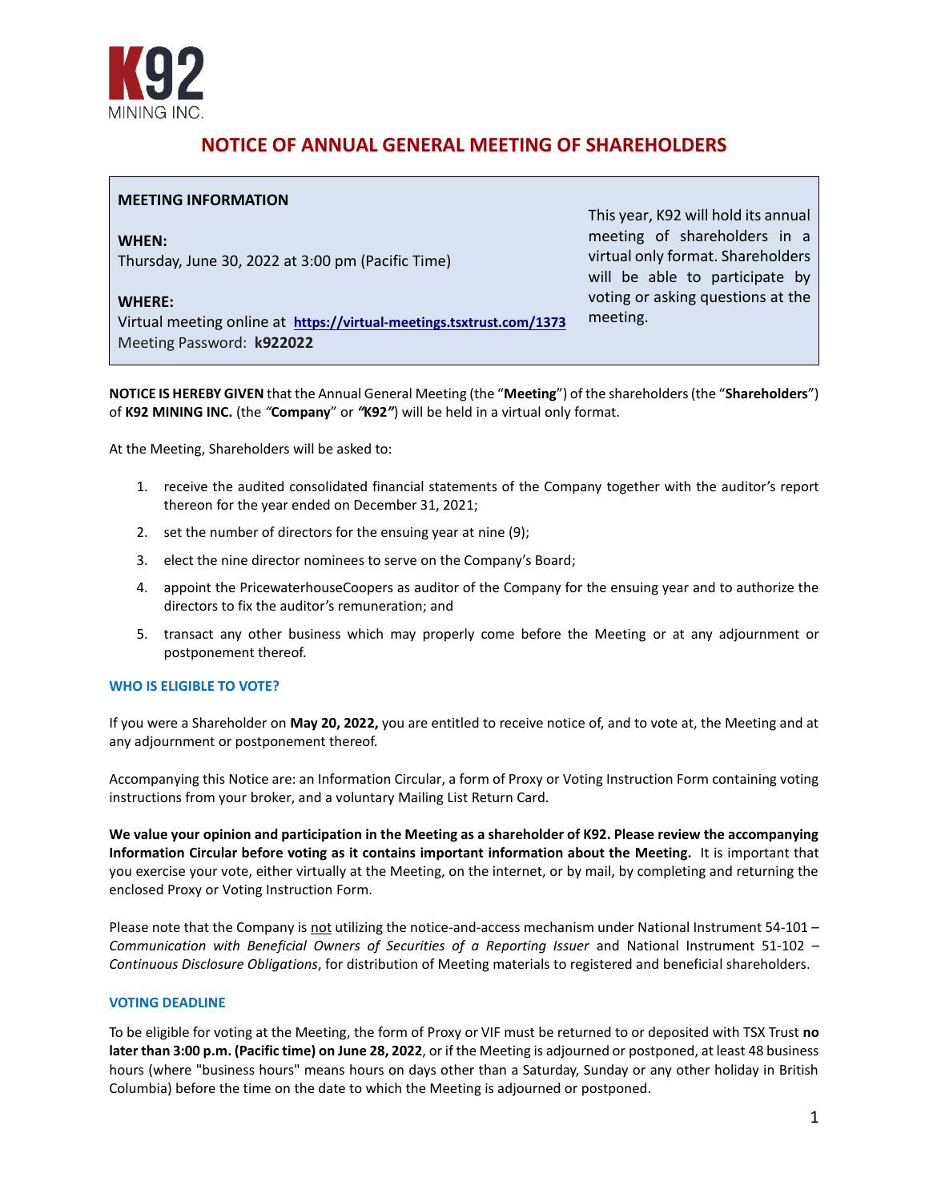K92 MINING INC.

# NOTICE OF ANNUAL GENERAL MEETING OF SHAREHOLDERS

**MEETING INFORMATION**

**WHEN:**
Thursday, June 30, 2022 at 3:00 pm (Pacific Time)

**WHERE:**
Virtual meeting online at **https://virtual-meetings.tsxtrust.com/1373**
Meeting Password: **k922022**

This year, K92 will hold its annual meeting of shareholders in a virtual only format. Shareholders will be able to participate by voting or asking questions at the meeting.

**NOTICE IS HEREBY GIVEN** that the Annual General Meeting (the "**Meeting**") of the shareholders (the "**Shareholders**") of **K92 MINING INC.** (the *"***Company**" or *"***K92***"*) will be held in a virtual only format.

At the Meeting, Shareholders will be asked to:

1. receive the audited consolidated financial statements of the Company together with the auditor's report thereon for the year ended on December 31, 2021;
2. set the number of directors for the ensuing year at nine (9);
3. elect the nine director nominees to serve on the Company's Board;
4. appoint the PricewaterhouseCoopers as auditor of the Company for the ensuing year and to authorize the directors to fix the auditor's remuneration; and
5. transact any other business which may properly come before the Meeting or at any adjournment or postponement thereof.

### WHO IS ELIGIBLE TO VOTE?

If you were a Shareholder on **May 20, 2022,** you are entitled to receive notice of, and to vote at, the Meeting and at any adjournment or postponement thereof.

Accompanying this Notice are: an Information Circular, a form of Proxy or Voting Instruction Form containing voting instructions from your broker, and a voluntary Mailing List Return Card.

**We value your opinion and participation in the Meeting as a shareholder of K92. Please review the accompanying Information Circular before voting as it contains important information about the Meeting.** It is important that you exercise your vote, either virtually at the Meeting, on the internet, or by mail, by completing and returning the enclosed Proxy or Voting Instruction Form.

Please note that the Company is not utilizing the notice-and-access mechanism under National Instrument 54-101 – *Communication with Beneficial Owners of Securities of a Reporting Issuer* and National Instrument 51-102 – *Continuous Disclosure Obligations*, for distribution of Meeting materials to registered and beneficial shareholders.

### VOTING DEADLINE

To be eligible for voting at the Meeting, the form of Proxy or VIF must be returned to or deposited with TSX Trust **no later than 3:00 p.m. (Pacific time) on June 28, 2022**, or if the Meeting is adjourned or postponed, at least 48 business hours (where "business hours" means hours on days other than a Saturday, Sunday or any other holiday in British Columbia) before the time on the date to which the Meeting is adjourned or postponed.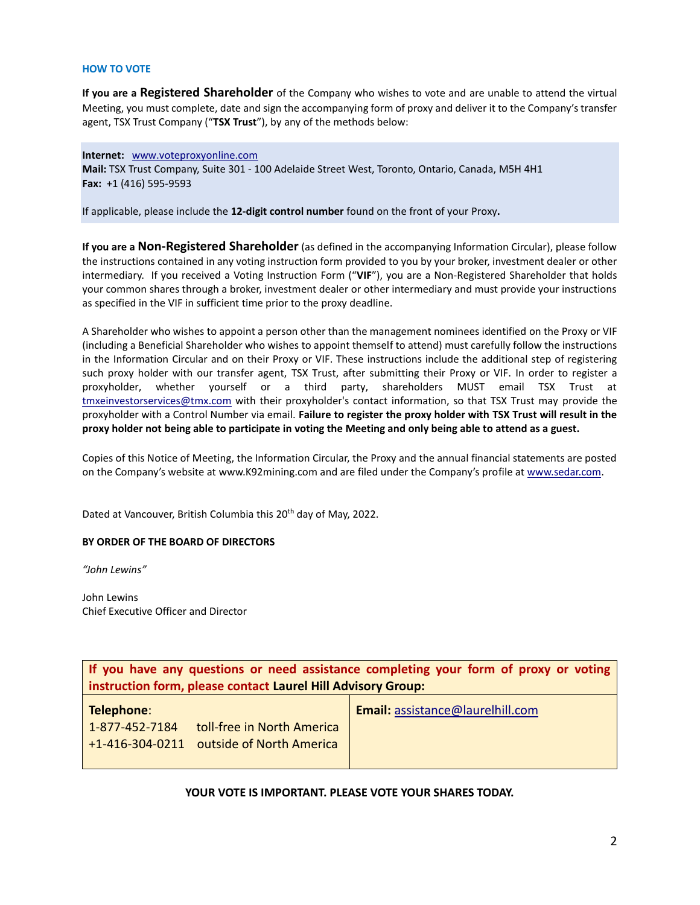## HOW TO VOTE

**If you are a Registered Shareholder** of the Company who wishes to vote and are unable to attend the virtual Meeting, you must complete, date and sign the accompanying form of proxy and deliver it to the Company's transfer agent, TSX Trust Company ("**TSX Trust**"), by any of the methods below:

**Internet:** www.voteproxyonline.com
**Mail:** TSX Trust Company, Suite 301 - 100 Adelaide Street West, Toronto, Ontario, Canada, M5H 4H1
**Fax:** +1 (416) 595-9593

If applicable, please include the **12-digit control number** found on the front of your Proxy**.**

**If you are a Non-Registered Shareholder** (as defined in the accompanying Information Circular), please follow the instructions contained in any voting instruction form provided to you by your broker, investment dealer or other intermediary. If you received a Voting Instruction Form ("**VIF**"), you are a Non-Registered Shareholder that holds your common shares through a broker, investment dealer or other intermediary and must provide your instructions as specified in the VIF in sufficient time prior to the proxy deadline.

A Shareholder who wishes to appoint a person other than the management nominees identified on the Proxy or VIF (including a Beneficial Shareholder who wishes to appoint themself to attend) must carefully follow the instructions in the Information Circular and on their Proxy or VIF. These instructions include the additional step of registering such proxy holder with our transfer agent, TSX Trust, after submitting their Proxy or VIF. In order to register a proxyholder, whether yourself or a third party, shareholders MUST email TSX Trust at tmxeinvestorservices@tmx.com with their proxyholder's contact information, so that TSX Trust may provide the proxyholder with a Control Number via email. **Failure to register the proxy holder with TSX Trust will result in the proxy holder not being able to participate in voting the Meeting and only being able to attend as a guest.**

Copies of this Notice of Meeting, the Information Circular, the Proxy and the annual financial statements are posted on the Company's website at www.K92mining.com and are filed under the Company's profile at www.sedar.com.

Dated at Vancouver, British Columbia this 20th day of May, 2022.

**BY ORDER OF THE BOARD OF DIRECTORS**

*"John Lewins"*

John Lewins
Chief Executive Officer and Director

| **If you have any questions or need assistance completing your form of proxy or voting instruction form, please contact Laurel Hill Advisory Group:** | |
|---|---|
| **Telephone**:<br>1-877-452-7184 toll-free in North America<br>+1-416-304-0211 outside of North America | **Email:** assistance@laurelhill.com |

**YOUR VOTE IS IMPORTANT. PLEASE VOTE YOUR SHARES TODAY.**